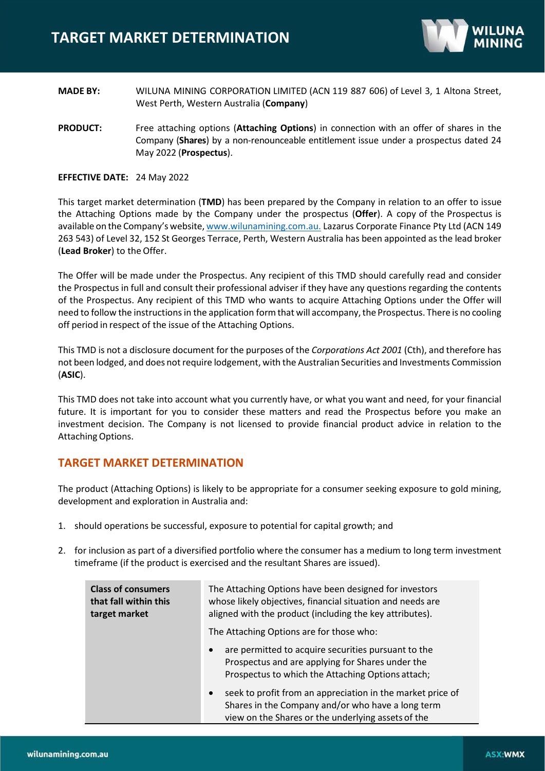# TARGET MARKET DETERMINATION

**MADE BY:** WILUNA MINING CORPORATION LIMITED (ACN 119 887 606) of Level 3, 1 Altona Street, West Perth, Western Australia (**Company**)

**PRODUCT:** Free attaching options (**Attaching Options**) in connection with an offer of shares in the Company (**Shares**) by a non-renounceable entitlement issue under a prospectus dated 24 May 2022 (**Prospectus**).

**EFFECTIVE DATE:** 24 May 2022

This target market determination (**TMD**) has been prepared by the Company in relation to an offer to issue the Attaching Options made by the Company under the prospectus (**Offer**). A copy of the Prospectus is available on the Company's website, www.wilunamining.com.au. Lazarus Corporate Finance Pty Ltd (ACN 149 263 543) of Level 32, 152 St Georges Terrace, Perth, Western Australia has been appointed as the lead broker (**Lead Broker**) to the Offer.

The Offer will be made under the Prospectus. Any recipient of this TMD should carefully read and consider the Prospectus in full and consult their professional adviser if they have any questions regarding the contents of the Prospectus. Any recipient of this TMD who wants to acquire Attaching Options under the Offer will need to follow the instructions in the application form that will accompany, the Prospectus. There is no cooling off period in respect of the issue of the Attaching Options.

This TMD is not a disclosure document for the purposes of the *Corporations Act 2001* (Cth), and therefore has not been lodged, and does not require lodgement, with the Australian Securities and Investments Commission (**ASIC**).

This TMD does not take into account what you currently have, or what you want and need, for your financial future. It is important for you to consider these matters and read the Prospectus before you make an investment decision. The Company is not licensed to provide financial product advice in relation to the Attaching Options.

## TARGET MARKET DETERMINATION

The product (Attaching Options) is likely to be appropriate for a consumer seeking exposure to gold mining, development and exploration in Australia and:

1. should operations be successful, exposure to potential for capital growth; and
2. for inclusion as part of a diversified portfolio where the consumer has a medium to long term investment timeframe (if the product is exercised and the resultant Shares are issued).

| **Class of consumers that fall within this target market** | The Attaching Options have been designed for investors whose likely objectives, financial situation and needs are aligned with the product (including the key attributes).<br><br>The Attaching Options are for those who:<br><br>• are permitted to acquire securities pursuant to the Prospectus and are applying for Shares under the Prospectus to which the Attaching Options attach;<br><br>• seek to profit from an appreciation in the market price of Shares in the Company and/or who have a long term view on the Shares or the underlying assets of the |
|---|---|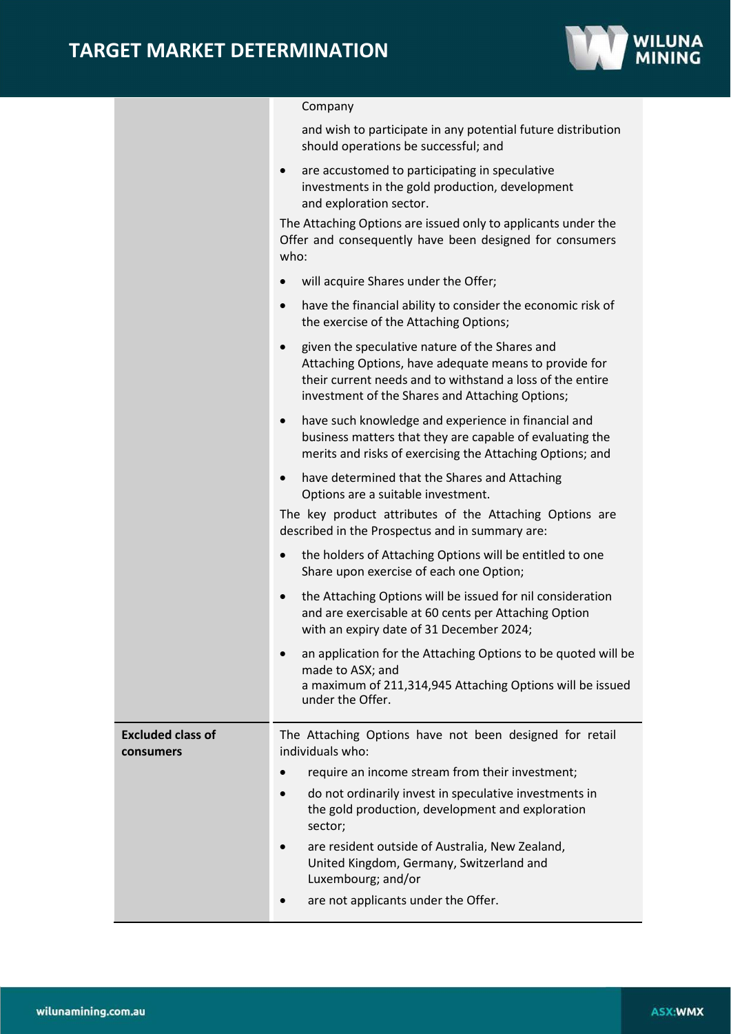| | |
|---|---|
| | Company<br><br>and wish to participate in any potential future distribution should operations be successful; and<br><br>• are accustomed to participating in speculative investments in the gold production, development and exploration sector.<br><br>The Attaching Options are issued only to applicants under the Offer and consequently have been designed for consumers who:<br><br>• will acquire Shares under the Offer;<br>• have the financial ability to consider the economic risk of the exercise of the Attaching Options;<br>• given the speculative nature of the Shares and Attaching Options, have adequate means to provide for their current needs and to withstand a loss of the entire investment of the Shares and Attaching Options;<br>• have such knowledge and experience in financial and business matters that they are capable of evaluating the merits and risks of exercising the Attaching Options; and<br>• have determined that the Shares and Attaching Options are a suitable investment.<br><br>The key product attributes of the Attaching Options are described in the Prospectus and in summary are:<br><br>• the holders of Attaching Options will be entitled to one Share upon exercise of each one Option;<br>• the Attaching Options will be issued for nil consideration and are exercisable at 60 cents per Attaching Option with an expiry date of 31 December 2024;<br>• an application for the Attaching Options to be quoted will be made to ASX; and<br>a maximum of 211,314,945 Attaching Options will be issued under the Offer. |
| **Excluded class of consumers** | The Attaching Options have not been designed for retail individuals who:<br><br>• require an income stream from their investment;<br>• do not ordinarily invest in speculative investments in the gold production, development and exploration sector;<br>• are resident outside of Australia, New Zealand, United Kingdom, Germany, Switzerland and Luxembourg; and/or<br>• are not applicants under the Offer. |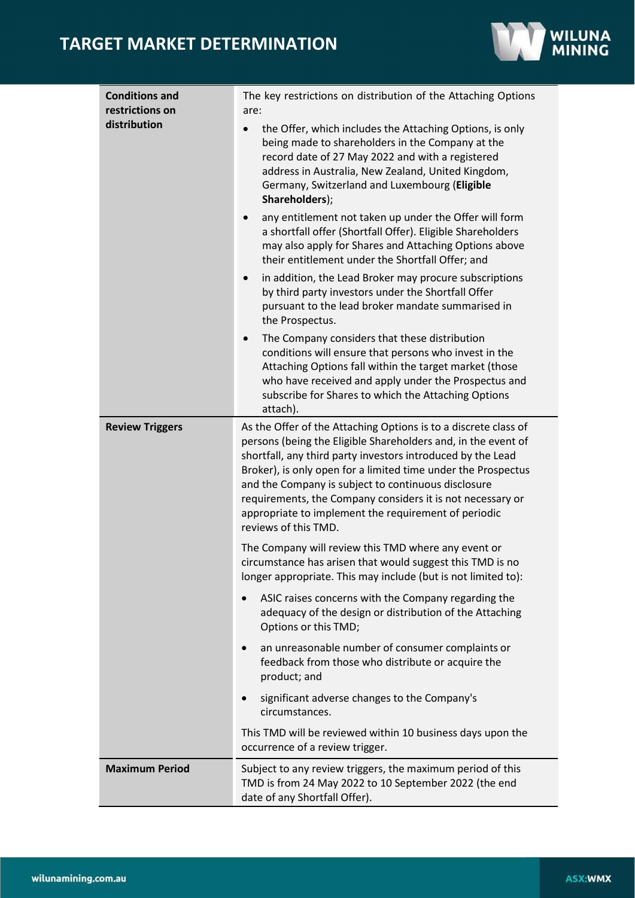| | |
|---|---|
| **Conditions and restrictions on distribution** | The key restrictions on distribution of the Attaching Options are:<br>• the Offer, which includes the Attaching Options, is only being made to shareholders in the Company at the record date of 27 May 2022 and with a registered address in Australia, New Zealand, United Kingdom, Germany, Switzerland and Luxembourg (**Eligible Shareholders**);<br>• any entitlement not taken up under the Offer will form a shortfall offer (Shortfall Offer). Eligible Shareholders may also apply for Shares and Attaching Options above their entitlement under the Shortfall Offer; and<br>• in addition, the Lead Broker may procure subscriptions by third party investors under the Shortfall Offer pursuant to the lead broker mandate summarised in the Prospectus.<br>• The Company considers that these distribution conditions will ensure that persons who invest in the Attaching Options fall within the target market (those who have received and apply under the Prospectus and subscribe for Shares to which the Attaching Options attach). |
| **Review Triggers** | As the Offer of the Attaching Options is to a discrete class of persons (being the Eligible Shareholders and, in the event of shortfall, any third party investors introduced by the Lead Broker), is only open for a limited time under the Prospectus and the Company is subject to continuous disclosure requirements, the Company considers it is not necessary or appropriate to implement the requirement of periodic reviews of this TMD.<br><br>The Company will review this TMD where any event or circumstance has arisen that would suggest this TMD is no longer appropriate. This may include (but is not limited to):<br>• ASIC raises concerns with the Company regarding the adequacy of the design or distribution of the Attaching Options or this TMD;<br>• an unreasonable number of consumer complaints or feedback from those who distribute or acquire the product; and<br>• significant adverse changes to the Company's circumstances.<br><br>This TMD will be reviewed within 10 business days upon the occurrence of a review trigger. |
| **Maximum Period** | Subject to any review triggers, the maximum period of this TMD is from 24 May 2022 to 10 September 2022 (the end date of any Shortfall Offer). |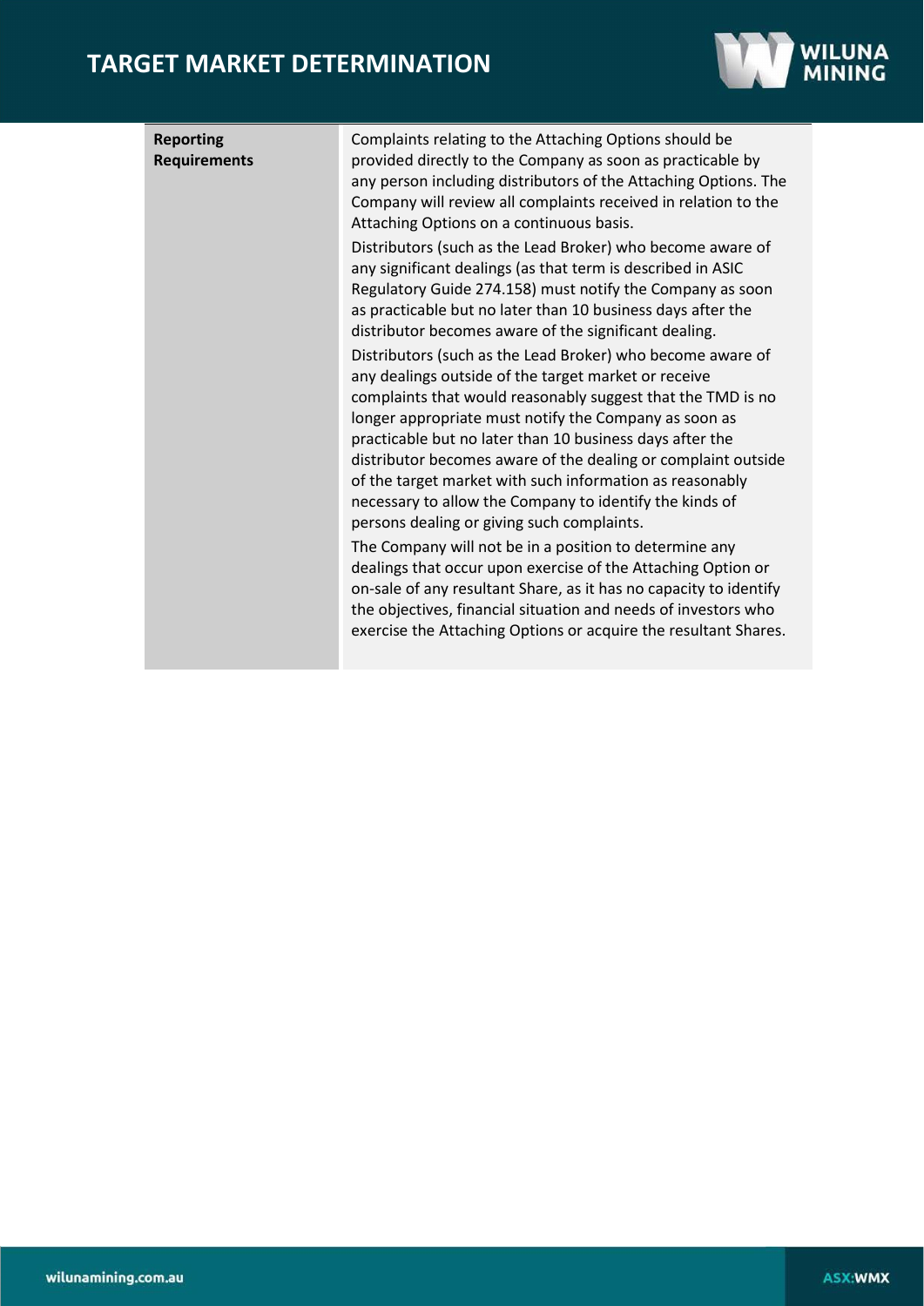| | |
|---|---|
| **Reporting Requirements** | Complaints relating to the Attaching Options should be provided directly to the Company as soon as practicable by any person including distributors of the Attaching Options. The Company will review all complaints received in relation to the Attaching Options on a continuous basis.<br><br>Distributors (such as the Lead Broker) who become aware of any significant dealings (as that term is described in ASIC Regulatory Guide 274.158) must notify the Company as soon as practicable but no later than 10 business days after the distributor becomes aware of the significant dealing.<br><br>Distributors (such as the Lead Broker) who become aware of any dealings outside of the target market or receive complaints that would reasonably suggest that the TMD is no longer appropriate must notify the Company as soon as practicable but no later than 10 business days after the distributor becomes aware of the dealing or complaint outside of the target market with such information as reasonably necessary to allow the Company to identify the kinds of persons dealing or giving such complaints.<br><br>The Company will not be in a position to determine any dealings that occur upon exercise of the Attaching Option or on-sale of any resultant Share, as it has no capacity to identify the objectives, financial situation and needs of investors who exercise the Attaching Options or acquire the resultant Shares. |